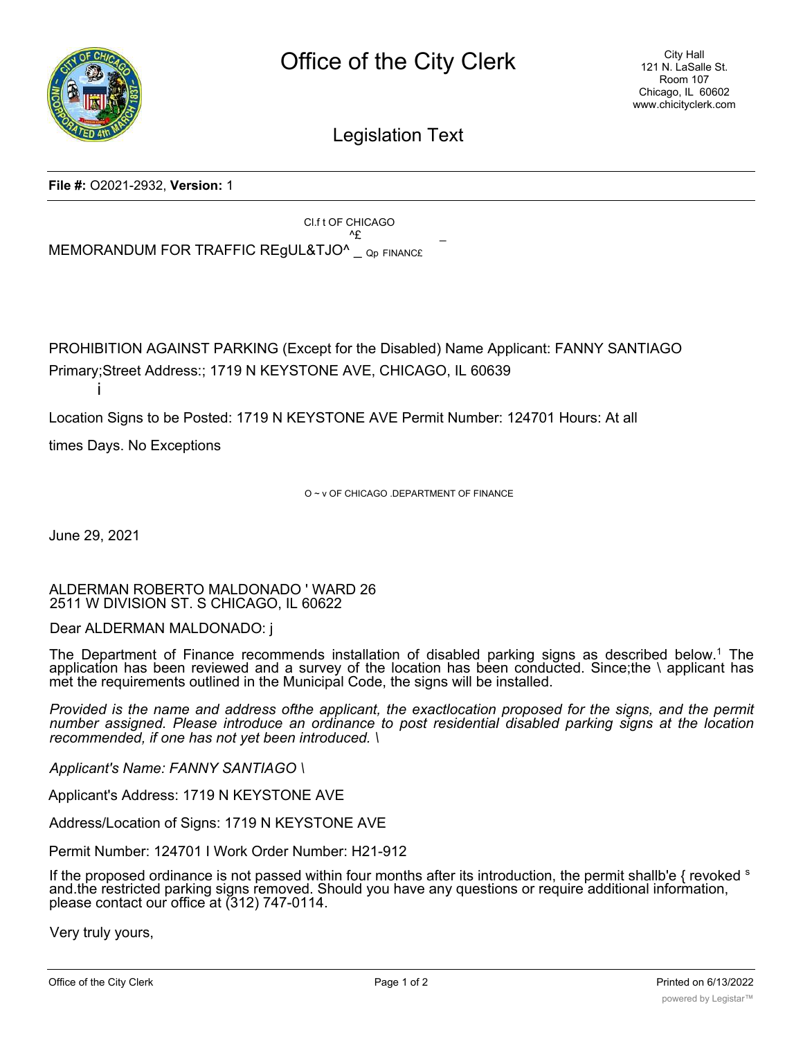# Office of the City Clerk

City Hall
121 N. LaSalle St.
Room 107
Chicago, IL 60602
www.chicityclerk.com

## Legislation Text

**File #:** O2021-2932, **Version:** 1

Cl.f t OF CHICAGO
^£ _
MEMORANDUM FOR TRAFFIC REgUL&TJO^ _ Qp FINANC£

PROHIBITION AGAINST PARKING (Except for the Disabled) Name Applicant: FANNY SANTIAGO

Primary;Street Address:; 1719 N KEYSTONE AVE, CHICAGO, IL 60639
i

Location Signs to be Posted: 1719 N KEYSTONE AVE Permit Number: 124701 Hours: At all

times Days. No Exceptions

O ~ v OF CHICAGO .DEPARTMENT OF FINANCE

June 29, 2021

ALDERMAN ROBERTO MALDONADO ' WARD 26
2511 W DIVISION ST. S CHICAGO, IL 60622

Dear ALDERMAN MALDONADO: j

The Department of Finance recommends installation of disabled parking signs as described below.[1] The application has been reviewed and a survey of the location has been conducted. Since;the \ applicant has met the requirements outlined in the Municipal Code, the signs will be installed.

*Provided is the name and address ofthe applicant, the exactlocation proposed for the signs, and the permit number assigned. Please introduce an ordinance to post residential disabled parking signs at the location recommended, if one has not yet been introduced. \*

*Applicant's Name: FANNY SANTIAGO \*

Applicant's Address: 1719 N KEYSTONE AVE

Address/Location of Signs: 1719 N KEYSTONE AVE

Permit Number: 124701 I Work Order Number: H21-912

If the proposed ordinance is not passed within four months after its introduction, the permit shallb'e { revoked s and.the restricted parking signs removed. Should you have any questions or require additional information, please contact our office at (312) 747-0114.

Very truly yours,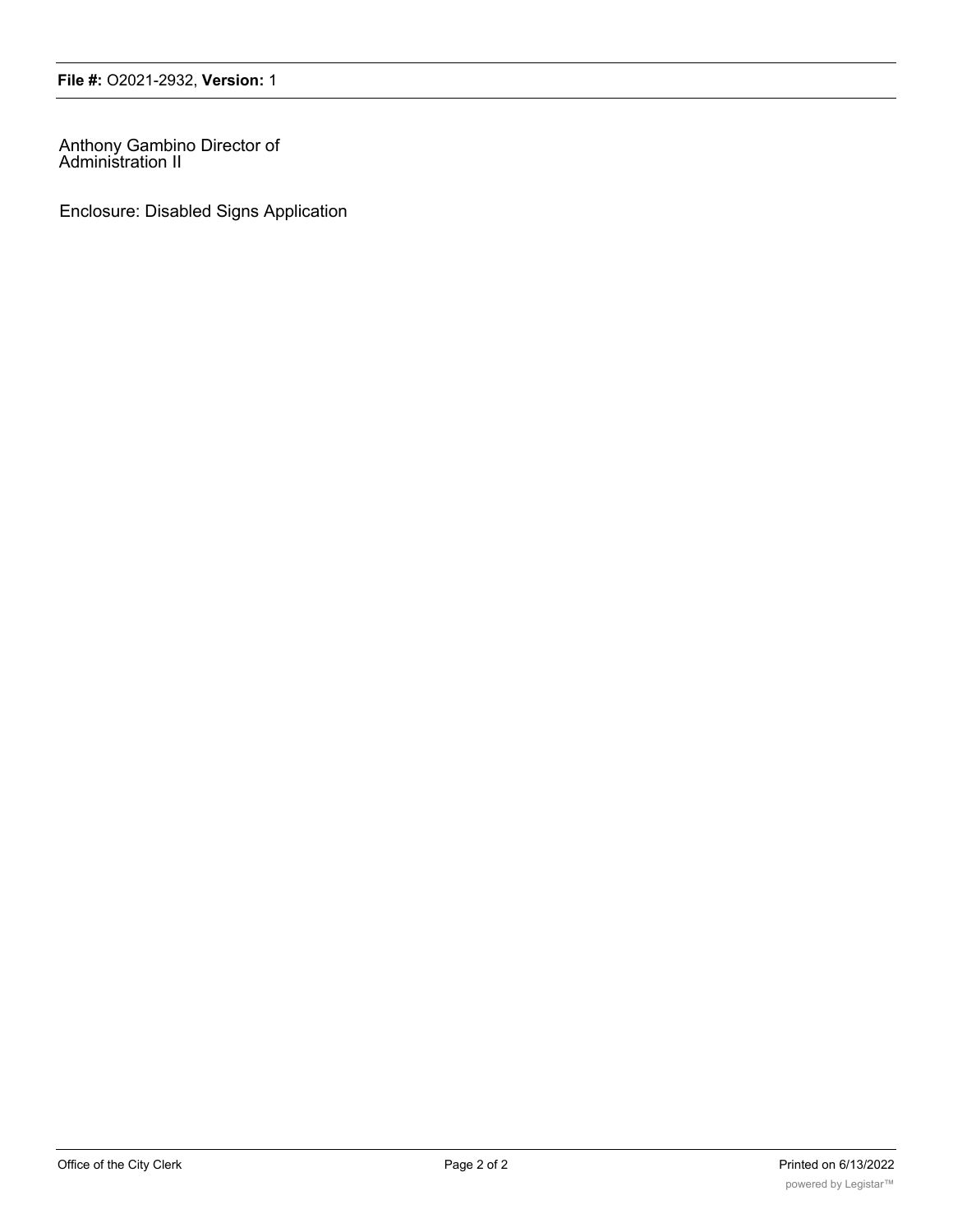Anthony Gambino Director of Administration II

Enclosure: Disabled Signs Application